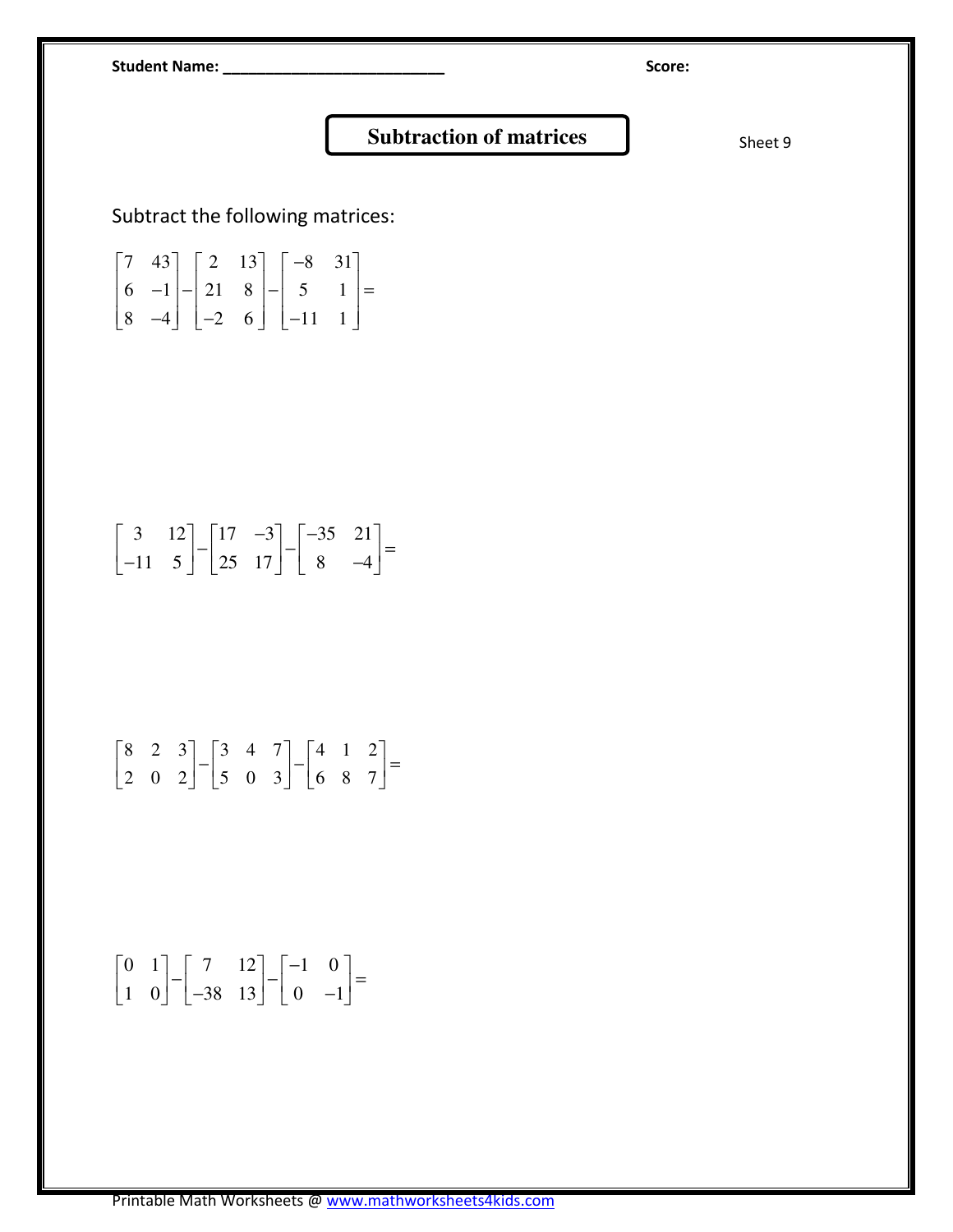Student Name: ___________________________ Score:

# Subtraction of matrices

Sheet 9

Subtract the following matrices:

$$\begin{bmatrix} 7 & 43 \\ 6 & -1 \\ 8 & -4 \end{bmatrix} - \begin{bmatrix} 2 & 13 \\ 21 & 8 \\ -2 & 6 \end{bmatrix} - \begin{bmatrix} -8 & 31 \\ 5 & 1 \\ -11 & 1 \end{bmatrix} =$$

$$\begin{bmatrix} 3 & 12 \\ -11 & 5 \end{bmatrix} - \begin{bmatrix} 17 & -3 \\ 25 & 17 \end{bmatrix} - \begin{bmatrix} -35 & 21 \\ 8 & -4 \end{bmatrix} =$$

$$\begin{bmatrix} 8 & 2 & 3 \\ 2 & 0 & 2 \end{bmatrix} - \begin{bmatrix} 3 & 4 & 7 \\ 5 & 0 & 3 \end{bmatrix} - \begin{bmatrix} 4 & 1 & 2 \\ 6 & 8 & 7 \end{bmatrix} =$$

$$\begin{bmatrix} 0 & 1 \\ 1 & 0 \end{bmatrix} - \begin{bmatrix} 7 & 12 \\ -38 & 13 \end{bmatrix} - \begin{bmatrix} -1 & 0 \\ 0 & -1 \end{bmatrix} =$$

Printable Math Worksheets @ www.mathworksheets4kids.com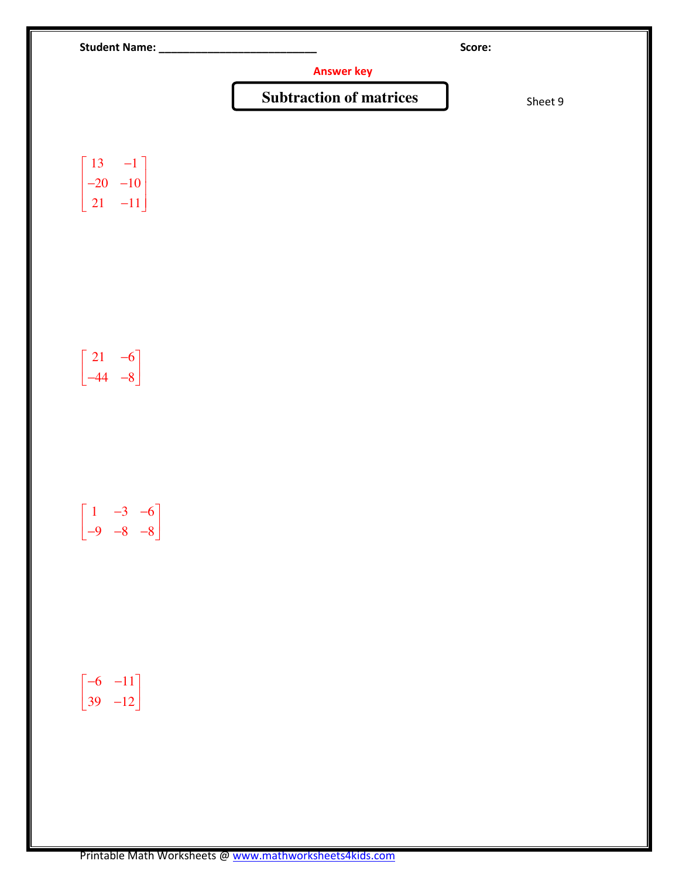Student Name: ___________________________ Score:

**Answer key**

# Subtraction of matrices

Sheet 9

$$\begin{bmatrix} 13 & -1 \\ -20 & -10 \\ 21 & -11 \end{bmatrix}$$

$$\begin{bmatrix} 21 & -6 \\ -44 & -8 \end{bmatrix}$$

$$\begin{bmatrix} 1 & -3 & -6 \\ -9 & -8 & -8 \end{bmatrix}$$

$$\begin{bmatrix} -6 & -11 \\ 39 & -12 \end{bmatrix}$$

Printable Math Worksheets @ www.mathworksheets4kids.com